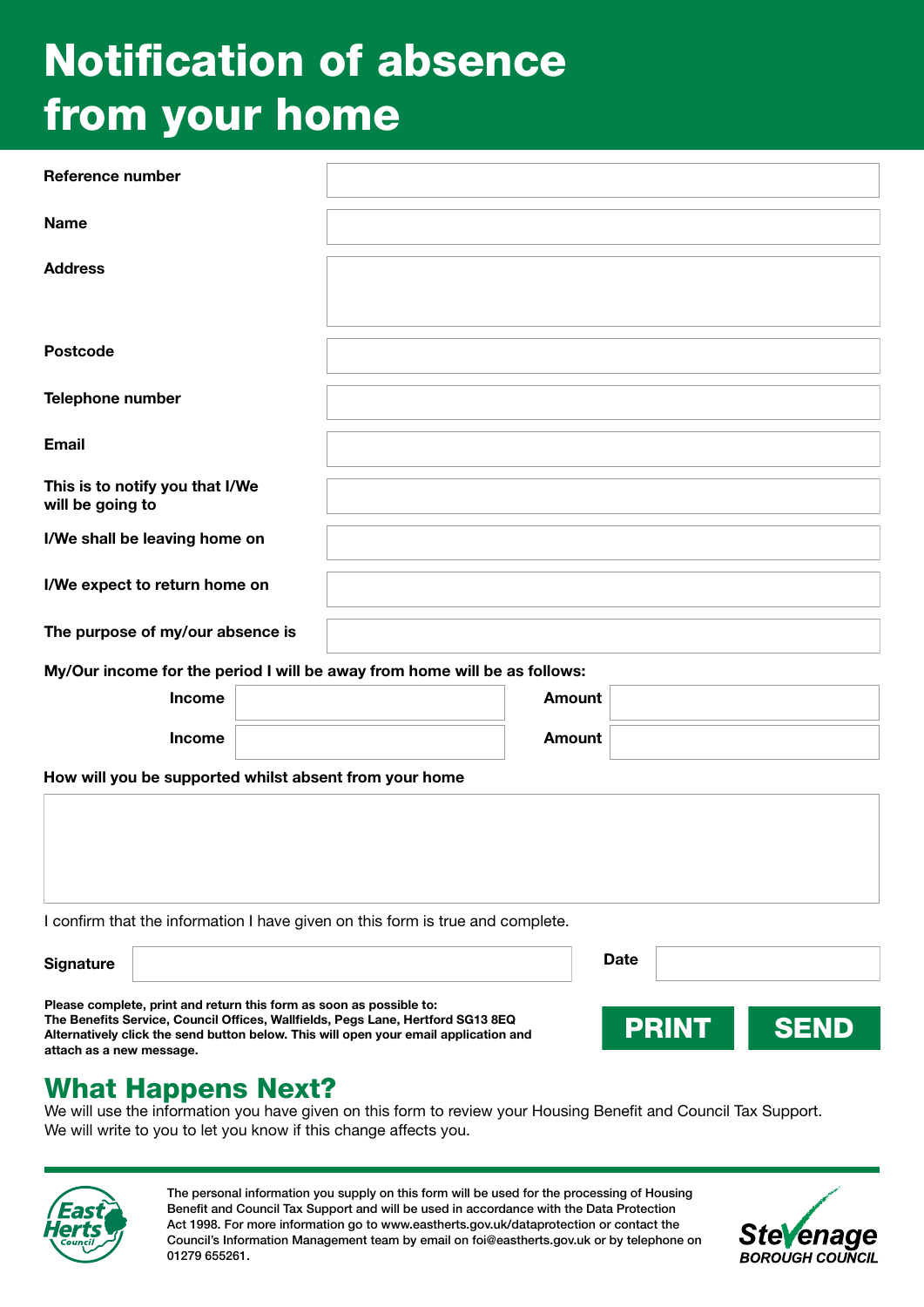# Notification of absence from your home

| | |
|---|---|
| **Reference number** | |
| **Name** | |
| **Address** | |
| **Postcode** | |
| **Telephone number** | |
| **Email** | |
| **This is to notify you that I/We will be going to** | |
| **I/We shall be leaving home on** | |
| **I/We expect to return home on** | |
| **The purpose of my/our absence is** | |

**My/Our income for the period I will be away from home will be as follows:**

| **Income** | | **Amount** | |
|---|---|---|---|
| **Income** | | **Amount** | |

**How will you be supported whilst absent from your home**

I confirm that the information I have given on this form is true and complete.

**Signature** ______________________ **Date** __________

**Please complete, print and return this form as soon as possible to:**
**The Benefits Service, Council Offices, Wallfields, Pegs Lane, Hertford SG13 8EQ**
**Alternatively click the send button below. This will open your email application and attach as a new message.**

**PRINT** **SEND**

## What Happens Next?

We will use the information you have given on this form to review your Housing Benefit and Council Tax Support.
We will write to you to let you know if this change affects you.

East Herts Council

The personal information you supply on this form will be used for the processing of Housing Benefit and Council Tax Support and will be used in accordance with the Data Protection Act 1998. For more information go to www.eastherts.gov.uk/dataprotection or contact the Council's Information Management team by email on foi@eastherts.gov.uk or by telephone on 01279 655261.

Stevenage BOROUGH COUNCIL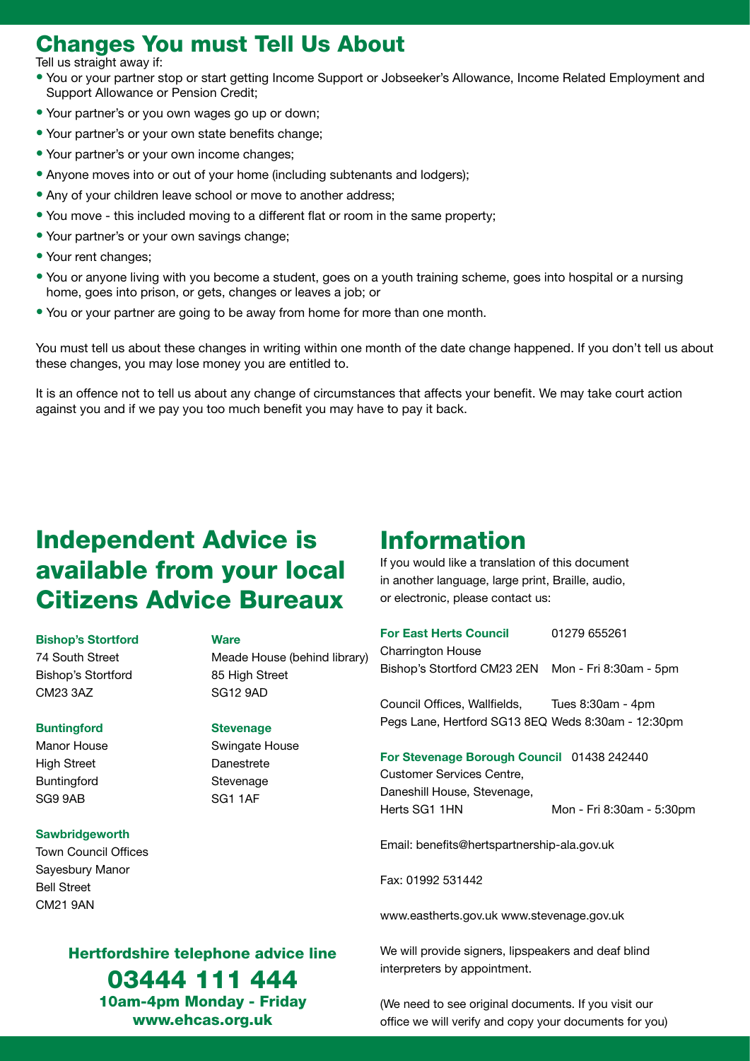## Changes You must Tell Us About

Tell us straight away if:

- You or your partner stop or start getting Income Support or Jobseeker's Allowance, Income Related Employment and Support Allowance or Pension Credit;
- Your partner's or you own wages go up or down;
- Your partner's or your own state benefits change;
- Your partner's or your own income changes;
- Anyone moves into or out of your home (including subtenants and lodgers);
- Any of your children leave school or move to another address;
- You move - this included moving to a different flat or room in the same property;
- Your partner's or your own savings change;
- Your rent changes;
- You or anyone living with you become a student, goes on a youth training scheme, goes into hospital or a nursing home, goes into prison, or gets, changes or leaves a job; or
- You or your partner are going to be away from home for more than one month.

You must tell us about these changes in writing within one month of the date change happened. If you don't tell us about these changes, you may lose money you are entitled to.

It is an offence not to tell us about any change of circumstances that affects your benefit. We may take court action against you and if we pay you too much benefit you may have to pay it back.

## Independent Advice is available from your local Citizens Advice Bureaux

**Bishop's Stortford**
74 South Street
Bishop's Stortford
CM23 3AZ

**Buntingford**
Manor House
High Street
Buntingford
SG9 9AB

**Sawbridgeworth**
Town Council Offices
Sayesbury Manor
Bell Street
CM21 9AN

**Ware**
Meade House (behind library)
85 High Street
SG12 9AD

**Stevenage**
Swingate House
Danestrete
Stevenage
SG1 1AF

**Hertfordshire telephone advice line**
**03444 111 444**
**10am-4pm Monday - Friday**
**www.ehcas.org.uk**

## Information

If you would like a translation of this document in another language, large print, Braille, audio, or electronic, please contact us:

**For East Herts Council** 01279 655261
Charrington House
Bishop's Stortford CM23 2EN Mon - Fri 8:30am - 5pm

Council Offices, Wallfields, Tues 8:30am - 4pm
Pegs Lane, Hertford SG13 8EQ Weds 8:30am - 12:30pm

**For Stevenage Borough Council** 01438 242440
Customer Services Centre,
Daneshill House, Stevenage,
Herts SG1 1HN Mon - Fri 8:30am - 5:30pm

Email: benefits@hertspartnership-ala.gov.uk

Fax: 01992 531442

www.eastherts.gov.uk www.stevenage.gov.uk

We will provide signers, lipspeakers and deaf blind interpreters by appointment.

(We need to see original documents. If you visit our office we will verify and copy your documents for you)